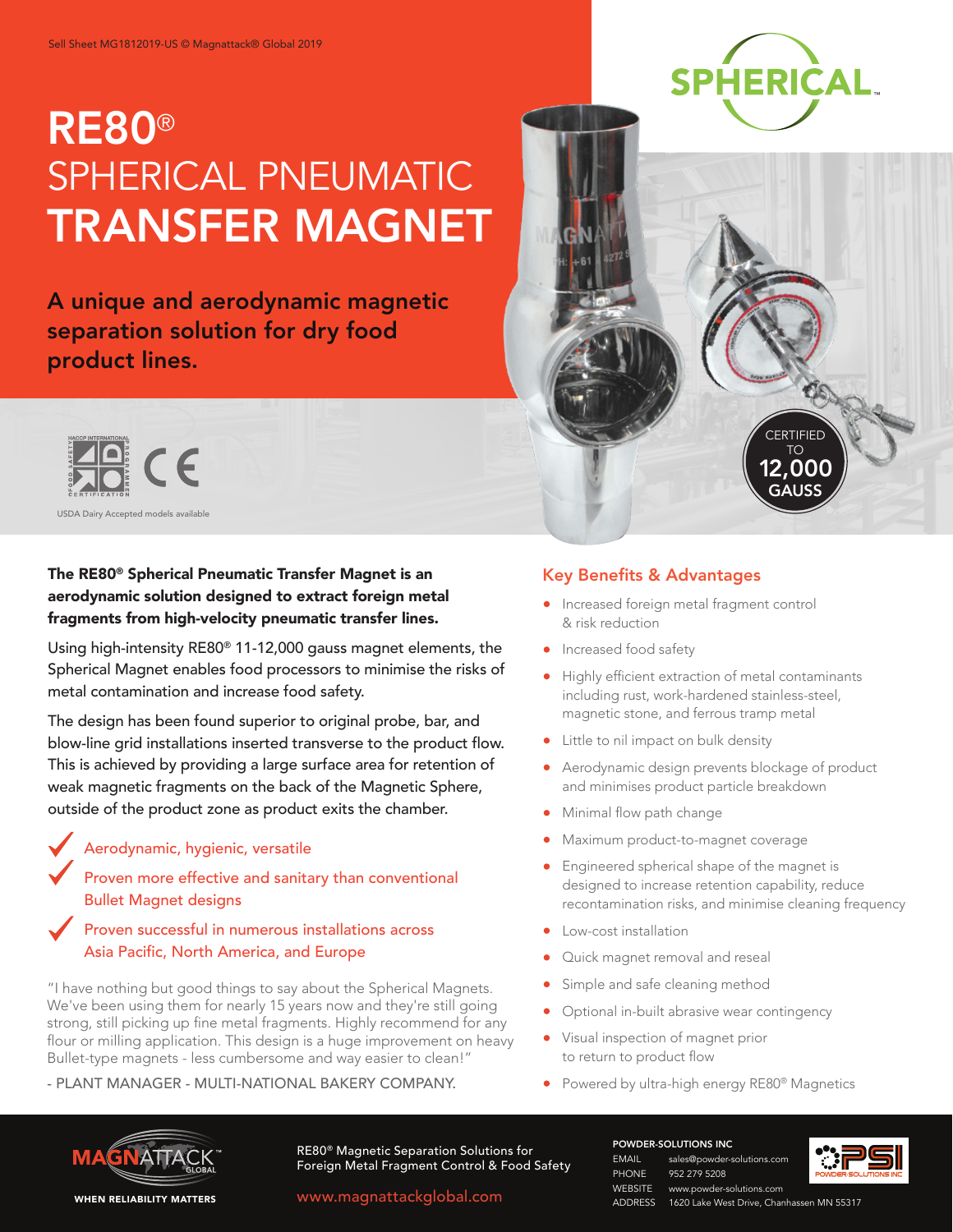Sell Sheet MG1812019-US © Magnattack® Global 2019

# RE80® SPHERICAL PNEUMATIC TRANSFER MAGNET

## A unique and aerodynamic magnetic separation solution for dry food product lines.

SPHERICAL™

USDA Dairy Accepted models available

CERTIFIED TO 12,000 GAUSS

**The RE80® Spherical Pneumatic Transfer Magnet is an aerodynamic solution designed to extract foreign metal fragments from high-velocity pneumatic transfer lines.**

Using high-intensity RE80® 11-12,000 gauss magnet elements, the Spherical Magnet enables food processors to minimise the risks of metal contamination and increase food safety.

The design has been found superior to original probe, bar, and blow-line grid installations inserted transverse to the product flow. This is achieved by providing a large surface area for retention of weak magnetic fragments on the back of the Magnetic Sphere, outside of the product zone as product exits the chamber.

- ✓ Aerodynamic, hygienic, versatile
- ✓ Proven more effective and sanitary than conventional Bullet Magnet designs
- ✓ Proven successful in numerous installations across Asia Pacific, North America, and Europe

"I have nothing but good things to say about the Spherical Magnets. We've been using them for nearly 15 years now and they're still going strong, still picking up fine metal fragments. Highly recommend for any flour or milling application. This design is a huge improvement on heavy Bullet-type magnets - less cumbersome and way easier to clean!"

- PLANT MANAGER - MULTI-NATIONAL BAKERY COMPANY.

## Key Benefits & Advantages

- Increased foreign metal fragment control & risk reduction
- Increased food safety
- Highly efficient extraction of metal contaminants including rust, work-hardened stainless-steel, magnetic stone, and ferrous tramp metal
- Little to nil impact on bulk density
- Aerodynamic design prevents blockage of product and minimises product particle breakdown
- Minimal flow path change
- Maximum product-to-magnet coverage
- Engineered spherical shape of the magnet is designed to increase retention capability, reduce recontamination risks, and minimise cleaning frequency
- Low-cost installation
- Quick magnet removal and reseal
- Simple and safe cleaning method
- Optional in-built abrasive wear contingency
- Visual inspection of magnet prior to return to product flow
- Powered by ultra-high energy RE80® Magnetics

MAGNATTACK™ GLOBAL
WHEN RELIABILITY MATTERS

RE80® Magnetic Separation Solutions for Foreign Metal Fragment Control & Food Safety

www.magnattackglobal.com

**POWDER-SOLUTIONS INC**

EMAIL sales@powder-solutions.com
PHONE 952 279 5208
WEBSITE www.powder-solutions.com
ADDRESS 1620 Lake West Drive, Chanhassen MN 55317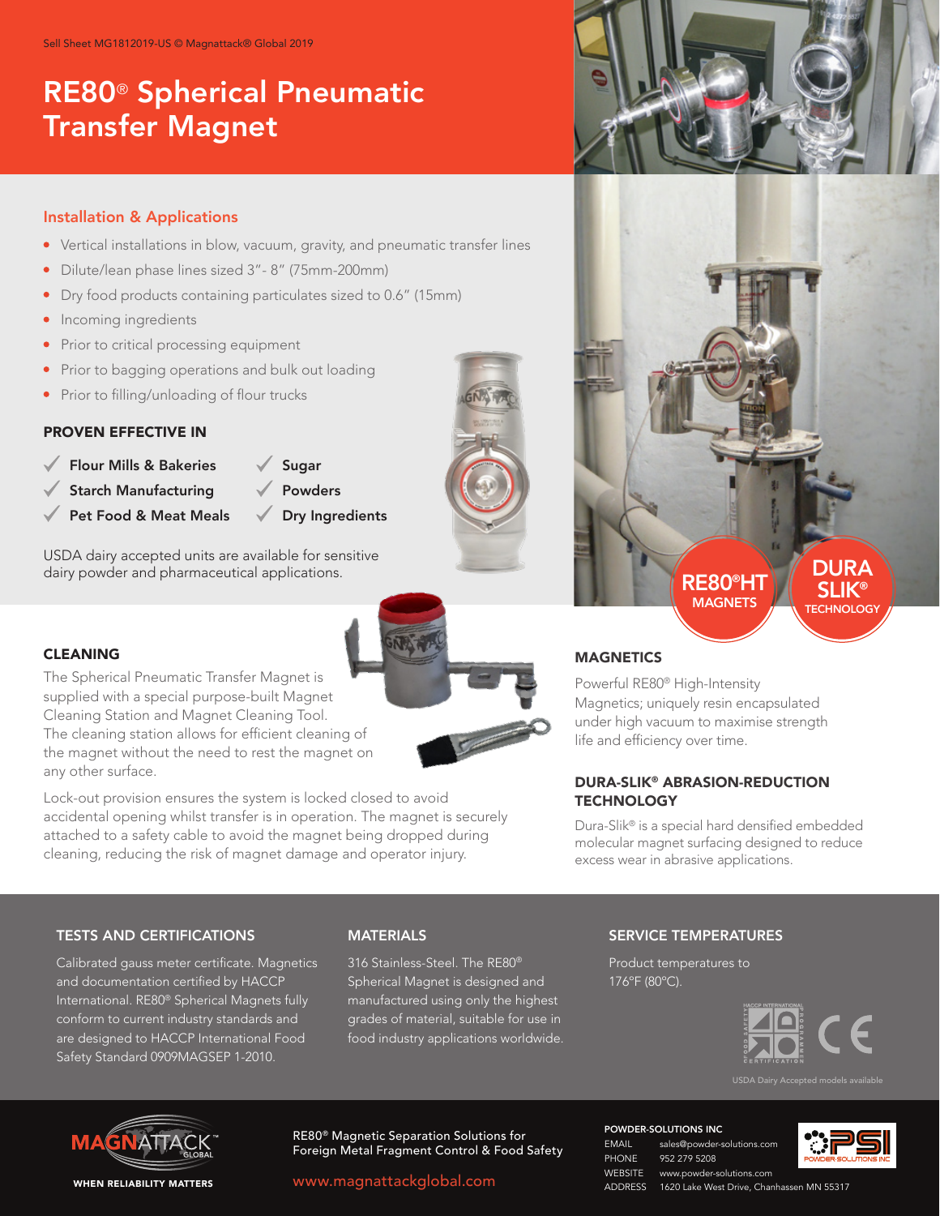Sell Sheet MG1812019-US © Magnattack® Global 2019

# RE80® Spherical Pneumatic Transfer Magnet

## Installation & Applications

- Vertical installations in blow, vacuum, gravity, and pneumatic transfer lines
- Dilute/lean phase lines sized 3"- 8" (75mm-200mm)
- Dry food products containing particulates sized to 0.6" (15mm)
- Incoming ingredients
- Prior to critical processing equipment
- Prior to bagging operations and bulk out loading
- Prior to filling/unloading of flour trucks

### PROVEN EFFECTIVE IN

- ✓ **Flour Mills & Bakeries**
- ✓ **Starch Manufacturing**
- ✓ **Pet Food & Meat Meals**
- ✓ **Sugar**
- ✓ **Powders**
- ✓ **Dry Ingredients**

USDA dairy accepted units are available for sensitive dairy powder and pharmaceutical applications.

**RE80®HT MAGNETS**

**DURA SLIK® TECHNOLOGY**

### CLEANING

The Spherical Pneumatic Transfer Magnet is supplied with a special purpose-built Magnet Cleaning Station and Magnet Cleaning Tool. The cleaning station allows for efficient cleaning of the magnet without the need to rest the magnet on any other surface.

Lock-out provision ensures the system is locked closed to avoid accidental opening whilst transfer is in operation. The magnet is securely attached to a safety cable to avoid the magnet being dropped during cleaning, reducing the risk of magnet damage and operator injury.

### MAGNETICS

Powerful RE80® High-Intensity Magnetics; uniquely resin encapsulated under high vacuum to maximise strength life and efficiency over time.

### DURA-SLIK® ABRASION-REDUCTION TECHNOLOGY

Dura-Slik® is a special hard densified embedded molecular magnet surfacing designed to reduce excess wear in abrasive applications.

### TESTS AND CERTIFICATIONS

Calibrated gauss meter certificate. Magnetics and documentation certified by HACCP International. RE80® Spherical Magnets fully conform to current industry standards and are designed to HACCP International Food Safety Standard 0909MAGSEP 1-2010.

### MATERIALS

316 Stainless-Steel. The RE80® Spherical Magnet is designed and manufactured using only the highest grades of material, suitable for use in food industry applications worldwide.

### SERVICE TEMPERATURES

Product temperatures to 176°F (80°C).

USDA Dairy Accepted models available

MAGNATTACK™ GLOBAL — WHEN RELIABILITY MATTERS

RE80® Magnetic Separation Solutions for Foreign Metal Fragment Control & Food Safety

www.magnattackglobal.com

**POWDER-SOLUTIONS INC**

EMAIL sales@powder-solutions.com
PHONE 952 279 5208
WEBSITE www.powder-solutions.com
ADDRESS 1620 Lake West Drive, Chanhassen MN 55317